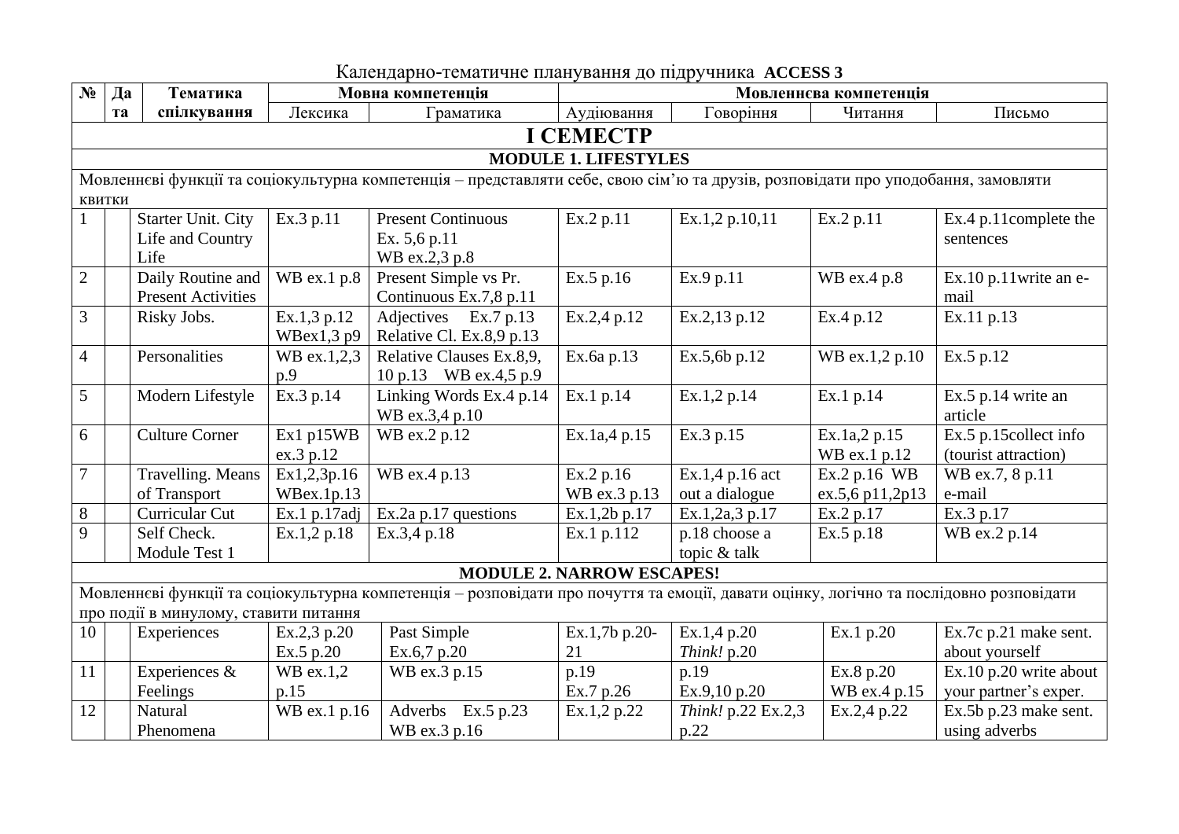Календарно-тематичне планування до підручника **ACCESS 3**

| № | Дата | Тематика спілкування | Мовна компетенція | | Мовленнєва компетенція | | | |
|---|---|---|---|---|---|---|---|---|
| | | | Лексика | Граматика | Аудіювання | Говоріння | Читання | Письмо |
| **I СЕМЕСТР** | | | | | | | | |
| **MODULE 1. LIFESTYLES** | | | | | | | | |
| Мовленнєві функції та соціокультурна компетенція – представляти себе, свою сім'ю та друзів, розповідати про уподобання, замовляти квитки | | | | | | | | |
| 1 | | Starter Unit. City Life and Country Life | Ex.3 p.11 | Present Continuous Ex. 5,6 p.11 WB ex.2,3 p.8 | Ex.2 p.11 | Ex.1,2 p.10,11 | Ex.2 p.11 | Ex.4 p.11complete the sentences |
| 2 | | Daily Routine and Present Activities | WB ex.1 p.8 | Present Simple vs Pr. Continuous Ex.7,8 p.11 | Ex.5 p.16 | Ex.9 p.11 | WB ex.4 p.8 | Ex.10 p.11write an e-mail |
| 3 | | Risky Jobs. | Ex.1,3 p.12 WBex1,3 p9 | Adjectives Ex.7 p.13 Relative Cl. Ex.8,9 p.13 | Ex.2,4 p.12 | Ex.2,13 p.12 | Ex.4 p.12 | Ex.11 p.13 |
| 4 | | Personalities | WB ex.1,2,3 p.9 | Relative Clauses Ex.8,9, 10 p.13 WB ex.4,5 p.9 | Ex.6a p.13 | Ex.5,6b p.12 | WB ex.1,2 p.10 | Ex.5 p.12 |
| 5 | | Modern Lifestyle | Ex.3 p.14 | Linking Words Ex.4 p.14 WB ex.3,4 p.10 | Ex.1 p.14 | Ex.1,2 p.14 | Ex.1 p.14 | Ex.5 p.14 write an article |
| 6 | | Culture Corner | Ex1 p15WB ex.3 p.12 | WB ex.2 p.12 | Ex.1a,4 p.15 | Ex.3 p.15 | Ex.1a,2 p.15 WB ex.1 p.12 | Ex.5 p.15collect info (tourist attraction) |
| 7 | | Travelling. Means of Transport | Ex1,2,3p.16 WBex.1p.13 | WB ex.4 p.13 | Ex.2 p.16 WB ex.3 p.13 | Ex.1,4 p.16 act out a dialogue | Ex.2 p.16 WB ex.5,6 p11,2p13 | WB ex.7, 8 p.11 e-mail |
| 8 | | Curricular Cut | Ex.1 p.17adj | Ex.2a p.17 questions | Ex.1,2b p.17 | Ex.1,2a,3 p.17 | Ex.2 p.17 | Ex.3 p.17 |
| 9 | | Self Check. Module Test 1 | Ex.1,2 p.18 | Ex.3,4 p.18 | Ex.1 p.112 | p.18 choose a topic & talk | Ex.5 p.18 | WB ex.2 p.14 |
| **MODULE 2. NARROW ESCAPES!** | | | | | | | | |
| Мовленнєві функції та соціокультурна компетенція – розповідати про почуття та емоції, давати оцінку, логічно та послідовно розповідати про події в минулому, ставити питання | | | | | | | | |
| 10 | | Experiences | Ex.2,3 p.20 Ex.5 p.20 | Past Simple Ex.6,7 p.20 | Ex.1,7b p.20-21 | Ex.1,4 p.20 *Think!* p.20 | Ex.1 p.20 | Ex.7c p.21 make sent. about yourself |
| 11 | | Experiences & Feelings | WB ex.1,2 p.15 | WB ex.3 p.15 | p.19 Ex.7 p.26 | p.19 Ex.9,10 p.20 | Ex.8 p.20 WB ex.4 p.15 | Ex.10 p.20 write about your partner's exper. |
| 12 | | Natural Phenomena | WB ex.1 p.16 | Adverbs Ex.5 p.23 WB ex.3 p.16 | Ex.1,2 p.22 | *Think!* p.22 Ex.2,3 p.22 | Ex.2,4 p.22 | Ex.5b p.23 make sent. using adverbs |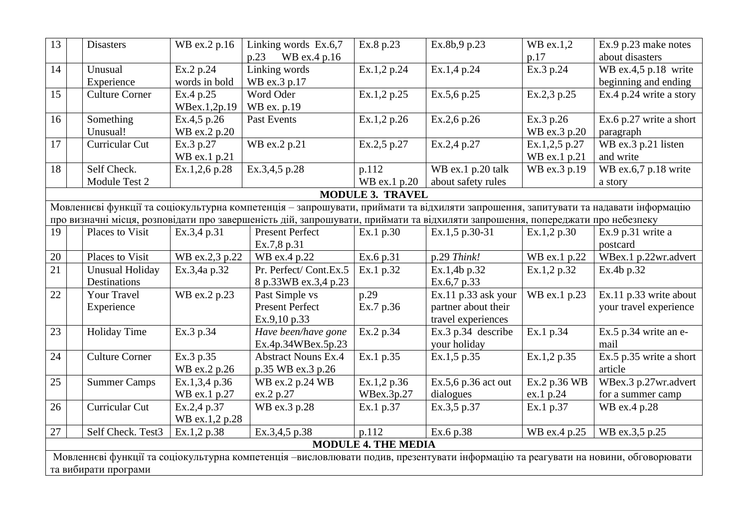| 13 | | Disasters | WB ex.2 p.16 | Linking words Ex.6,7 p.23 WB ex.4 p.16 | Ex.8 p.23 | Ex.8b,9 p.23 | WB ex.1,2 p.17 | Ex.9 p.23 make notes about disasters |
|---|---|---|---|---|---|---|---|---|
| 14 | | Unusual Experience | Ex.2 p.24 words in bold | Linking words WB ex.3 p.17 | Ex.1,2 p.24 | Ex.1,4 p.24 | Ex.3 p.24 | WB ex.4,5 p.18 write beginning and ending |
| 15 | | Culture Corner | Ex.4 p.25 WBex.1,2p.19 | Word Oder WB ex. p.19 | Ex.1,2 p.25 | Ex.5,6 p.25 | Ex.2,3 p.25 | Ex.4 p.24 write a story |
| 16 | | Something Unusual! | Ex.4,5 p.26 WB ex.2 p.20 | Past Events | Ex.1,2 p.26 | Ex.2,6 p.26 | Ex.3 p.26 WB ex.3 p.20 | Ex.6 p.27 write a short paragraph |
| 17 | | Curricular Cut | Ex.3 p.27 WB ex.1 p.21 | WB ex.2 p.21 | Ex.2,5 p.27 | Ex.2,4 p.27 | Ex.1,2,5 p.27 WB ex.1 p.21 | WB ex.3 p.21 listen and write |
| 18 | | Self Check. Module Test 2 | Ex.1,2,6 p.28 | Ex.3,4,5 p.28 | p.112 WB ex.1 p.20 | WB ex.1 p.20 talk about safety rules | WB ex.3 p.19 | WB ex.6,7 p.18 write a story |
| **MODULE 3. TRAVEL** | | | | | | | | |
| Мовленнєві функції та соціокультурна компетенція – запрошувати, приймати та відхиляти запрошення, запитувати та надавати інформацію про визначні місця, розповідати про завершеність дій, запрошувати, приймати та відхиляти запрошення, попереджати про небезпеку | | | | | | | | |
| 19 | | Places to Visit | Ex.3,4 p.31 | Present Perfect Ex.7,8 p.31 | Ex.1 p.30 | Ex.1,5 p.30-31 | Ex.1,2 p.30 | Ex.9 p.31 write a postcard |
| 20 | | Places to Visit | WB ex.2,3 p.22 | WB ex.4 p.22 | Ex.6 p.31 | p.29 *Think!* | WB ex.1 p.22 | WBex.1 p.22wr.advert |
| 21 | | Unusual Holiday Destinations | Ex.3,4a p.32 | Pr. Perfect/ Cont.Ex.5 8 p.33WB ex.3,4 p.23 | Ex.1 p.32 | Ex.1,4b p.32 Ex.6,7 p.33 | Ex.1,2 p.32 | Ex.4b p.32 |
| 22 | | Your Travel Experience | WB ex.2 p.23 | Past Simple vs Present Perfect Ex.9,10 p.33 | p.29 Ex.7 p.36 | Ex.11 p.33 ask your partner about their travel experiences | WB ex.1 p.23 | Ex.11 p.33 write about your travel experience |
| 23 | | Holiday Time | Ex.3 p.34 | *Have been/have gone* Ex.4p.34WBex.5p.23 | Ex.2 p.34 | Ex.3 p.34 describe your holiday | Ex.1 p.34 | Ex.5 p.34 write an e-mail |
| 24 | | Culture Corner | Ex.3 p.35 WB ex.2 p.26 | Abstract Nouns Ex.4 p.35 WB ex.3 p.26 | Ex.1 p.35 | Ex.1,5 p.35 | Ex.1,2 p.35 | Ex.5 p.35 write a short article |
| 25 | | Summer Camps | Ex.1,3,4 p.36 WB ex.1 p.27 | WB ex.2 p.24 WB ex.2 p.27 | Ex.1,2 p.36 WBex.3p.27 | Ex.5,6 p.36 act out dialogues | Ex.2 p.36 WB ex.1 p.24 | WBex.3 p.27wr.advert for a summer camp |
| 26 | | Curricular Cut | Ex.2,4 p.37 WB ex.1,2 p.28 | WB ex.3 p.28 | Ex.1 p.37 | Ex.3,5 p.37 | Ex.1 p.37 | WB ex.4 p.28 |
| 27 | | Self Check. Test3 | Ex.1,2 p.38 | Ex.3,4,5 p.38 | p.112 | Ex.6 p.38 | WB ex.4 p.25 | WB ex.3,5 p.25 |
| **MODULE 4. THE MEDIA** | | | | | | | | |
| Мовленнєві функції та соціокультурна компетенція –висловлювати подив, презентувати інформацію та реагувати на новини, обговорювати та вибирати програми | | | | | | | | |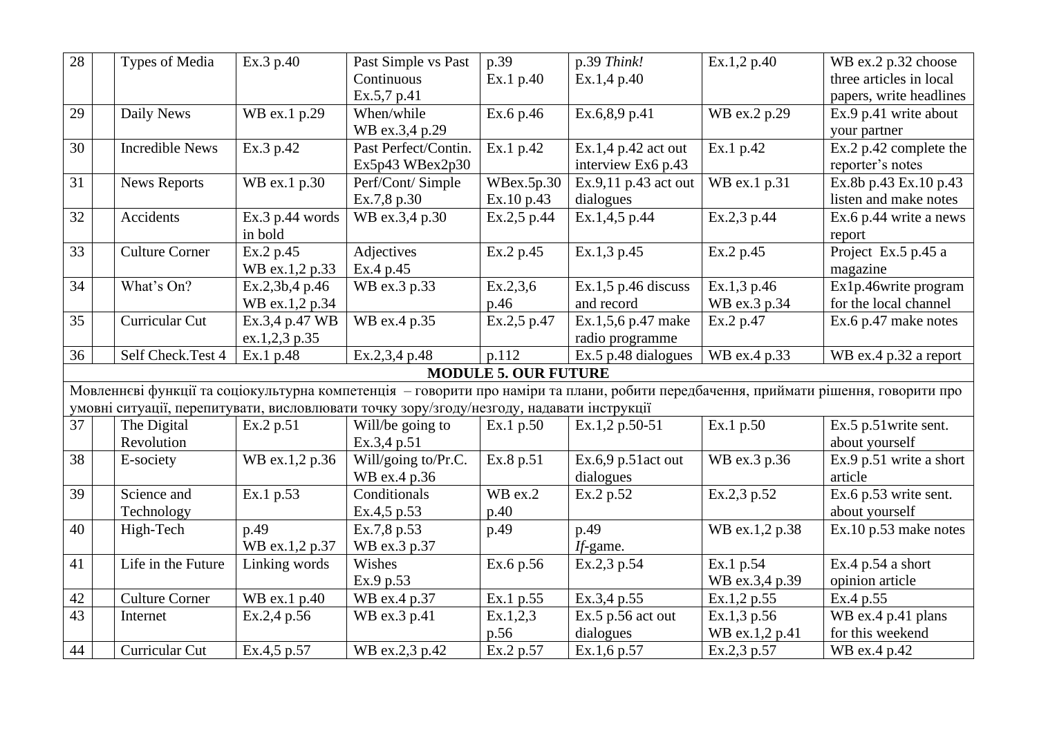| 28 | | Types of Media | Ex.3 p.40 | Past Simple vs Past Continuous Ex.5,7 p.41 | p.39 Ex.1 p.40 | p.39 *Think!* Ex.1,4 p.40 | Ex.1,2 p.40 | WB ex.2 p.32 choose three articles in local papers, write headlines |
|---|---|---|---|---|---|---|---|---|
| 29 | | Daily News | WB ex.1 p.29 | When/while WB ex.3,4 p.29 | Ex.6 p.46 | Ex.6,8,9 p.41 | WB ex.2 p.29 | Ex.9 p.41 write about your partner |
| 30 | | Incredible News | Ex.3 p.42 | Past Perfect/Contin. Ex5p43 WBex2p30 | Ex.1 p.42 | Ex.1,4 p.42 act out interview Ex6 p.43 | Ex.1 p.42 | Ex.2 p.42 complete the reporter's notes |
| 31 | | News Reports | WB ex.1 p.30 | Perf/Cont/ Simple Ex.7,8 p.30 | WBex.5p.30 Ex.10 p.43 | Ex.9,11 p.43 act out dialogues | WB ex.1 p.31 | Ex.8b p.43 Ex.10 p.43 listen and make notes |
| 32 | | Accidents | Ex.3 p.44 words in bold | WB ex.3,4 p.30 | Ex.2,5 p.44 | Ex.1,4,5 p.44 | Ex.2,3 p.44 | Ex.6 p.44 write a news report |
| 33 | | Culture Corner | Ex.2 p.45 WB ex.1,2 p.33 | Adjectives Ex.4 p.45 | Ex.2 p.45 | Ex.1,3 p.45 | Ex.2 p.45 | Project Ex.5 p.45 a magazine |
| 34 | | What's On? | Ex.2,3b,4 p.46 WB ex.1,2 p.34 | WB ex.3 p.33 | Ex.2,3,6 p.46 | Ex.1,5 p.46 discuss and record | Ex.1,3 p.46 WB ex.3 p.34 | Ex1p.46write program for the local channel |
| 35 | | Curricular Cut | Ex.3,4 p.47 WB ex.1,2,3 p.35 | WB ex.4 p.35 | Ex.2,5 p.47 | Ex.1,5,6 p.47 make radio programme | Ex.2 p.47 | Ex.6 p.47 make notes |
| 36 | | Self Check.Test 4 | Ex.1 p.48 | Ex.2,3,4 p.48 | p.112 | Ex.5 p.48 dialogues | WB ex.4 p.33 | WB ex.4 p.32 a report |
| **MODULE 5. OUR FUTURE** | | | | | | | | |
| Мовленнєві функції та соціокультурна компетенція – говорити про наміри та плани, робити передбачення, приймати рішення, говорити про умовні ситуації, перепитувати, висловлювати точку зору/згоду/незгоду, надавати інструкції | | | | | | | | |
| 37 | | The Digital Revolution | Ex.2 p.51 | Will/be going to Ex.3,4 p.51 | Ex.1 p.50 | Ex.1,2 p.50-51 | Ex.1 p.50 | Ex.5 p.51write sent. about yourself |
| 38 | | E-society | WB ex.1,2 p.36 | Will/going to/Pr.C. WB ex.4 p.36 | Ex.8 p.51 | Ex.6,9 p.51act out dialogues | WB ex.3 p.36 | Ex.9 p.51 write a short article |
| 39 | | Science and Technology | Ex.1 p.53 | Conditionals Ex.4,5 p.53 | WB ex.2 p.40 | Ex.2 p.52 | Ex.2,3 p.52 | Ex.6 p.53 write sent. about yourself |
| 40 | | High-Tech | p.49 WB ex.1,2 p.37 | Ex.7,8 p.53 WB ex.3 p.37 | p.49 | p.49 *If*-game. | WB ex.1,2 p.38 | Ex.10 p.53 make notes |
| 41 | | Life in the Future | Linking words | Wishes Ex.9 p.53 | Ex.6 p.56 | Ex.2,3 p.54 | Ex.1 p.54 WB ex.3,4 p.39 | Ex.4 p.54 a short opinion article |
| 42 | | Culture Corner | WB ex.1 p.40 | WB ex.4 p.37 | Ex.1 p.55 | Ex.3,4 p.55 | Ex.1,2 p.55 | Ex.4 p.55 |
| 43 | | Internet | Ex.2,4 p.56 | WB ex.3 p.41 | Ex.1,2,3 p.56 | Ex.5 p.56 act out dialogues | Ex.1,3 p.56 WB ex.1,2 p.41 | WB ex.4 p.41 plans for this weekend |
| 44 | | Curricular Cut | Ex.4,5 p.57 | WB ex.2,3 p.42 | Ex.2 p.57 | Ex.1,6 p.57 | Ex.2,3 p.57 | WB ex.4 p.42 |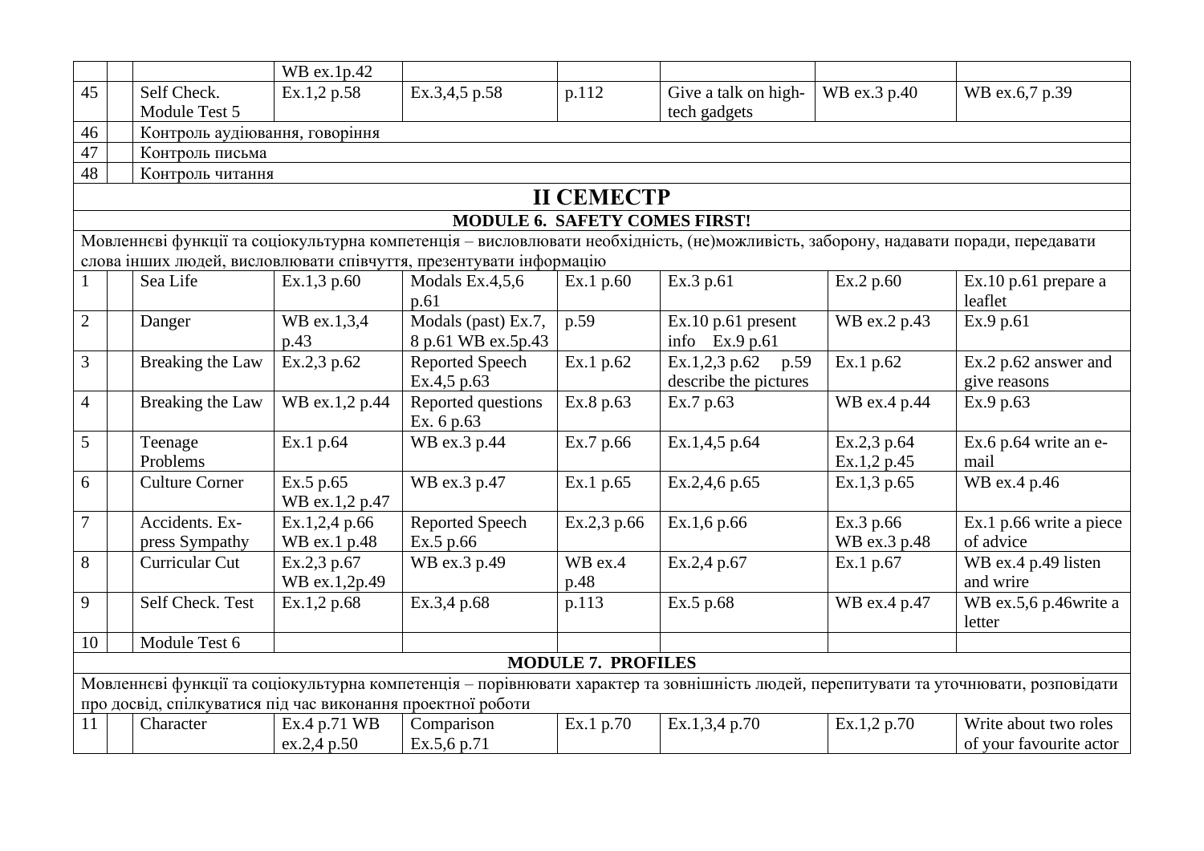| | | | | | | | | |
|---|---|---|---|---|---|---|---|---|
| | | | WB ex.1p.42 | | | | | |
| 45 | | Self Check. Module Test 5 | Ex.1,2 p.58 | Ex.3,4,5 p.58 | p.112 | Give a talk on high-tech gadgets | WB ex.3 p.40 | WB ex.6,7 p.39 |
| 46 | | Контроль аудіювання, говоріння | | | | | | |
| 47 | | Контроль письма | | | | | | |
| 48 | | Контроль читання | | | | | | |
| **II СЕМЕСТР** | | | | | | | | |
| **MODULE 6. SAFETY COMES FIRST!** | | | | | | | | |
| Мовленнєві функції та соціокультурна компетенція – висловлювати необхідність, (не)можливість, заборону, надавати поради, передавати слова інших людей, висловлювати співчуття, презентувати інформацію | | | | | | | | |
| 1 | | Sea Life | Ex.1,3 p.60 | Modals Ex.4,5,6 p.61 | Ex.1 p.60 | Ex.3 p.61 | Ex.2 p.60 | Ex.10 p.61 prepare a leaflet |
| 2 | | Danger | WB ex.1,3,4 p.43 | Modals (past) Ex.7, 8 p.61 WB ex.5p.43 | p.59 | Ex.10 p.61 present info Ex.9 p.61 | WB ex.2 p.43 | Ex.9 p.61 |
| 3 | | Breaking the Law | Ex.2,3 p.62 | Reported Speech Ex.4,5 p.63 | Ex.1 p.62 | Ex.1,2,3 p.62 p.59 describe the pictures | Ex.1 p.62 | Ex.2 p.62 answer and give reasons |
| 4 | | Breaking the Law | WB ex.1,2 p.44 | Reported questions Ex. 6 p.63 | Ex.8 p.63 | Ex.7 p.63 | WB ex.4 p.44 | Ex.9 p.63 |
| 5 | | Teenage Problems | Ex.1 p.64 | WB ex.3 p.44 | Ex.7 p.66 | Ex.1,4,5 p.64 | Ex.2,3 p.64 Ex.1,2 p.45 | Ex.6 p.64 write an e-mail |
| 6 | | Culture Corner | Ex.5 p.65 WB ex.1,2 p.47 | WB ex.3 p.47 | Ex.1 p.65 | Ex.2,4,6 p.65 | Ex.1,3 p.65 | WB ex.4 p.46 |
| 7 | | Accidents. Express Sympathy | Ex.1,2,4 p.66 WB ex.1 p.48 | Reported Speech Ex.5 p.66 | Ex.2,3 p.66 | Ex.1,6 p.66 | Ex.3 p.66 WB ex.3 p.48 | Ex.1 p.66 write a piece of advice |
| 8 | | Curricular Cut | Ex.2,3 p.67 WB ex.1,2p.49 | WB ex.3 p.49 | WB ex.4 p.48 | Ex.2,4 p.67 | Ex.1 p.67 | WB ex.4 p.49 listen and wrire |
| 9 | | Self Check. Test | Ex.1,2 p.68 | Ex.3,4 p.68 | p.113 | Ex.5 p.68 | WB ex.4 p.47 | WB ex.5,6 p.46write a letter |
| 10 | | Module Test 6 | | | | | | |
| **MODULE 7. PROFILES** | | | | | | | | |
| Мовленнєві функції та соціокультурна компетенція – порівнювати характер та зовнішність людей, перепитувати та уточнювати, розповідати про досвід, спілкуватися під час виконання проектної роботи | | | | | | | | |
| 11 | | Character | Ex.4 p.71 WB ex.2,4 p.50 | Comparison Ex.5,6 p.71 | Ex.1 p.70 | Ex.1,3,4 p.70 | Ex.1,2 p.70 | Write about two roles of your favourite actor |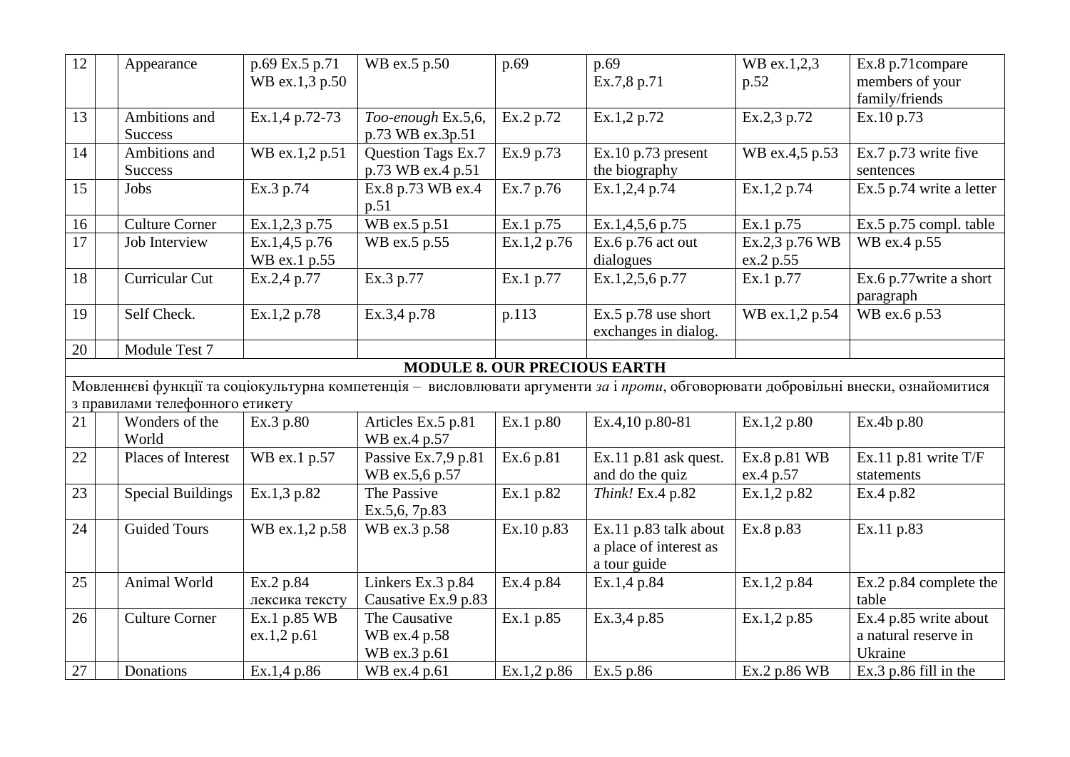| 12 | | Appearance | p.69 Ex.5 p.71 WB ex.1,3 p.50 | WB ex.5 p.50 | p.69 | p.69 Ex.7,8 p.71 | WB ex.1,2,3 p.52 | Ex.8 p.71compare members of your family/friends |
|---|---|---|---|---|---|---|---|---|
| 13 | | Ambitions and Success | Ex.1,4 p.72-73 | *Too-enough* Ex.5,6, p.73 WB ex.3p.51 | Ex.2 p.72 | Ex.1,2 p.72 | Ex.2,3 p.72 | Ex.10 p.73 |
| 14 | | Ambitions and Success | WB ex.1,2 p.51 | Question Tags Ex.7 p.73 WB ex.4 p.51 | Ex.9 p.73 | Ex.10 p.73 present the biography | WB ex.4,5 p.53 | Ex.7 p.73 write five sentences |
| 15 | | Jobs | Ex.3 p.74 | Ex.8 p.73 WB ex.4 p.51 | Ex.7 p.76 | Ex.1,2,4 p.74 | Ex.1,2 p.74 | Ex.5 p.74 write a letter |
| 16 | | Culture Corner | Ex.1,2,3 p.75 | WB ex.5 p.51 | Ex.1 p.75 | Ex.1,4,5,6 p.75 | Ex.1 p.75 | Ex.5 p.75 compl. table |
| 17 | | Job Interview | Ex.1,4,5 p.76 WB ex.1 p.55 | WB ex.5 p.55 | Ex.1,2 p.76 | Ex.6 p.76 act out dialogues | Ex.2,3 p.76 WB ex.2 p.55 | WB ex.4 p.55 |
| 18 | | Curricular Cut | Ex.2,4 p.77 | Ex.3 p.77 | Ex.1 p.77 | Ex.1,2,5,6 p.77 | Ex.1 p.77 | Ex.6 p.77write a short paragraph |
| 19 | | Self Check. | Ex.1,2 p.78 | Ex.3,4 p.78 | p.113 | Ex.5 p.78 use short exchanges in dialog. | WB ex.1,2 p.54 | WB ex.6 p.53 |
| 20 | | Module Test 7 | | | | | | |
| **MODULE 8. OUR PRECIOUS EARTH** | | | | | | | | |
| Мовленнєві функції та соціокультурна компетенція – висловлювати аргументи *за* і *проти*, обговорювати добровільні внески, ознайомитися з правилами телефонного етикету | | | | | | | | |
| 21 | | Wonders of the World | Ex.3 p.80 | Articles Ex.5 p.81 WB ex.4 p.57 | Ex.1 p.80 | Ex.4,10 p.80-81 | Ex.1,2 p.80 | Ex.4b p.80 |
| 22 | | Places of Interest | WB ex.1 p.57 | Passive Ex.7,9 p.81 WB ex.5,6 p.57 | Ex.6 p.81 | Ex.11 p.81 ask quest. and do the quiz | Ex.8 p.81 WB ex.4 p.57 | Ex.11 p.81 write T/F statements |
| 23 | | Special Buildings | Ex.1,3 p.82 | The Passive Ex.5,6, 7p.83 | Ex.1 p.82 | *Think!* Ex.4 p.82 | Ex.1,2 p.82 | Ex.4 p.82 |
| 24 | | Guided Tours | WB ex.1,2 p.58 | WB ex.3 p.58 | Ex.10 p.83 | Ex.11 p.83 talk about a place of interest as a tour guide | Ex.8 p.83 | Ex.11 p.83 |
| 25 | | Animal World | Ex.2 p.84 лексика тексту | Linkers Ex.3 p.84 Causative Ex.9 p.83 | Ex.4 p.84 | Ex.1,4 p.84 | Ex.1,2 p.84 | Ex.2 p.84 complete the table |
| 26 | | Culture Corner | Ex.1 p.85 WB ex.1,2 p.61 | The Causative WB ex.4 p.58 WB ex.3 p.61 | Ex.1 p.85 | Ex.3,4 p.85 | Ex.1,2 p.85 | Ex.4 p.85 write about a natural reserve in Ukraine |
| 27 | | Donations | Ex.1,4 p.86 | WB ex.4 p.61 | Ex.1,2 p.86 | Ex.5 p.86 | Ex.2 p.86 WB | Ex.3 p.86 fill in the |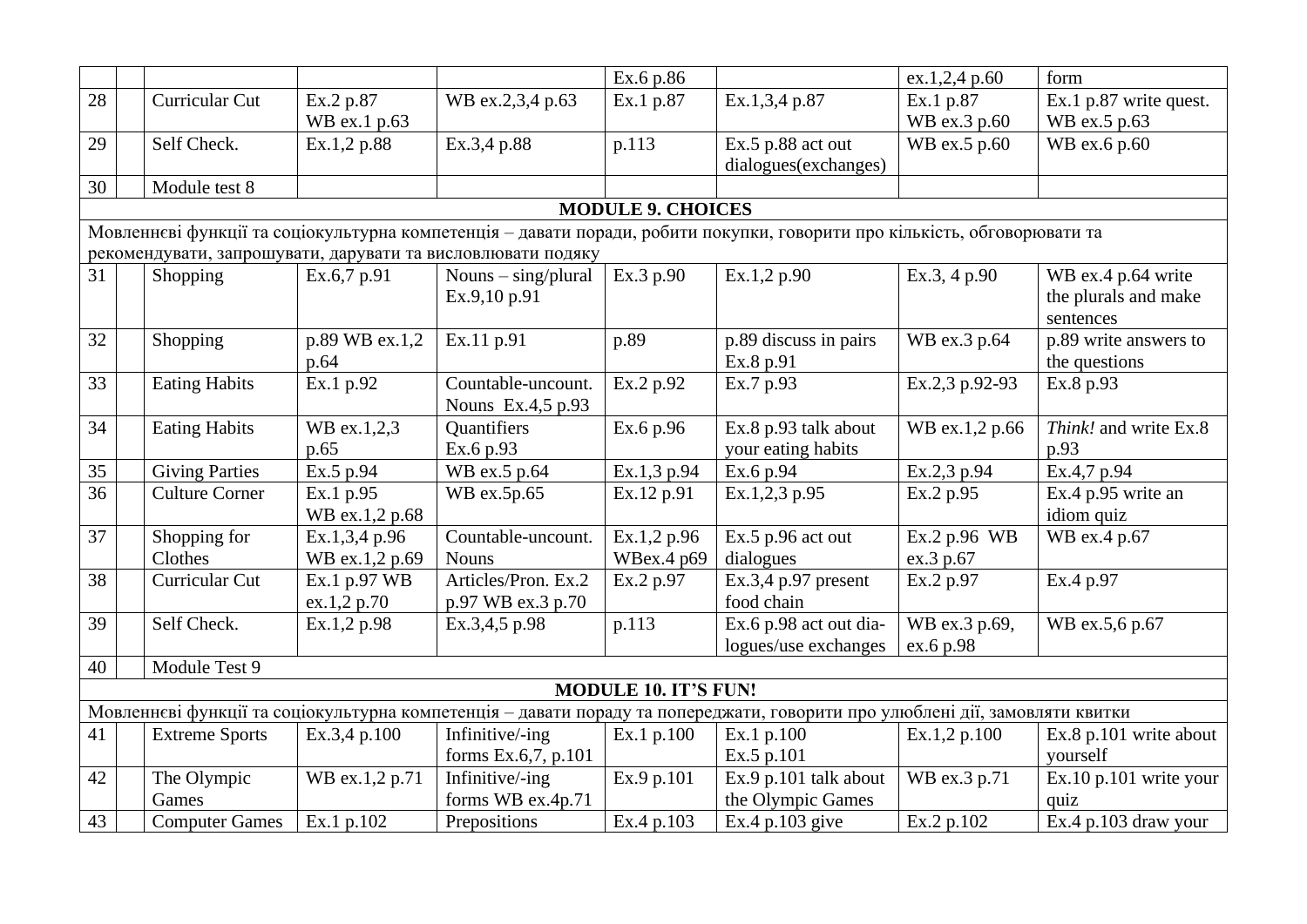|  |  |  |  |  | Ex.6 p.86 |  | ex.1,2,4 p.60 | form |
|---|---|---|---|---|---|---|---|---|
| 28 |  | Curricular Cut | Ex.2 p.87 WB ex.1 p.63 | WB ex.2,3,4 p.63 | Ex.1 p.87 | Ex.1,3,4 p.87 | Ex.1 p.87 WB ex.3 p.60 | Ex.1 p.87 write quest. WB ex.5 p.63 |
| 29 |  | Self Check. | Ex.1,2 p.88 | Ex.3,4 p.88 | p.113 | Ex.5 p.88 act out dialogues(exchanges) | WB ex.5 p.60 | WB ex.6 p.60 |
| 30 |  | Module test 8 |  |  |  |  |  |  |
| **MODULE 9. CHOICES** |  |  |  |  |  |  |  |  |
| Мовленнєві функції та соціокультурна компетенція – давати поради, робити покупки, говорити про кількість, обговорювати та рекомендувати, запрошувати, дарувати та висловлювати подяку |  |  |  |  |  |  |  |  |
| 31 |  | Shopping | Ex.6,7 p.91 | Nouns – sing/plural Ex.9,10 p.91 | Ex.3 p.90 | Ex.1,2 p.90 | Ex.3, 4 p.90 | WB ex.4 p.64 write the plurals and make sentences |
| 32 |  | Shopping | p.89 WB ex.1,2 p.64 | Ex.11 p.91 | p.89 | p.89 discuss in pairs Ex.8 p.91 | WB ex.3 p.64 | p.89 write answers to the questions |
| 33 |  | Eating Habits | Ex.1 p.92 | Countable-uncount. Nouns Ex.4,5 p.93 | Ex.2 p.92 | Ex.7 p.93 | Ex.2,3 p.92-93 | Ex.8 p.93 |
| 34 |  | Eating Habits | WB ex.1,2,3 p.65 | Quantifiers Ex.6 p.93 | Ex.6 p.96 | Ex.8 p.93 talk about your eating habits | WB ex.1,2 p.66 | *Think!* and write Ex.8 p.93 |
| 35 |  | Giving Parties | Ex.5 p.94 | WB ex.5 p.64 | Ex.1,3 p.94 | Ex.6 p.94 | Ex.2,3 p.94 | Ex.4,7 p.94 |
| 36 |  | Culture Corner | Ex.1 p.95 WB ex.1,2 p.68 | WB ex.5p.65 | Ex.12 p.91 | Ex.1,2,3 p.95 | Ex.2 p.95 | Ex.4 p.95 write an idiom quiz |
| 37 |  | Shopping for Clothes | Ex.1,3,4 p.96 WB ex.1,2 p.69 | Countable-uncount. Nouns | Ex.1,2 p.96 WBex.4 p69 | Ex.5 p.96 act out dialogues | Ex.2 p.96 WB ex.3 p.67 | WB ex.4 p.67 |
| 38 |  | Curricular Cut | Ex.1 p.97 WB ex.1,2 p.70 | Articles/Pron. Ex.2 p.97 WB ex.3 p.70 | Ex.2 p.97 | Ex.3,4 p.97 present food chain | Ex.2 p.97 | Ex.4 p.97 |
| 39 |  | Self Check. | Ex.1,2 p.98 | Ex.3,4,5 p.98 | p.113 | Ex.6 p.98 act out dia-logues/use exchanges | WB ex.3 p.69, ex.6 p.98 | WB ex.5,6 p.67 |
| 40 |  | Module Test 9 |  |  |  |  |  |  |
| **MODULE 10. IT'S FUN!** |  |  |  |  |  |  |  |  |
| Мовленнєві функції та соціокультурна компетенція – давати пораду та попереджати, говорити про улюблені дії, замовляти квитки |  |  |  |  |  |  |  |  |
| 41 |  | Extreme Sports | Ex.3,4 p.100 | Infinitive/-ing forms Ex.6,7, p.101 | Ex.1 p.100 | Ex.1 p.100 Ex.5 p.101 | Ex.1,2 p.100 | Ex.8 p.101 write about yourself |
| 42 |  | The Olympic Games | WB ex.1,2 p.71 | Infinitive/-ing forms WB ex.4p.71 | Ex.9 p.101 | Ex.9 p.101 talk about the Olympic Games | WB ex.3 p.71 | Ex.10 p.101 write your quiz |
| 43 |  | Computer Games | Ex.1 p.102 | Prepositions | Ex.4 p.103 | Ex.4 p.103 give | Ex.2 p.102 | Ex.4 p.103 draw your |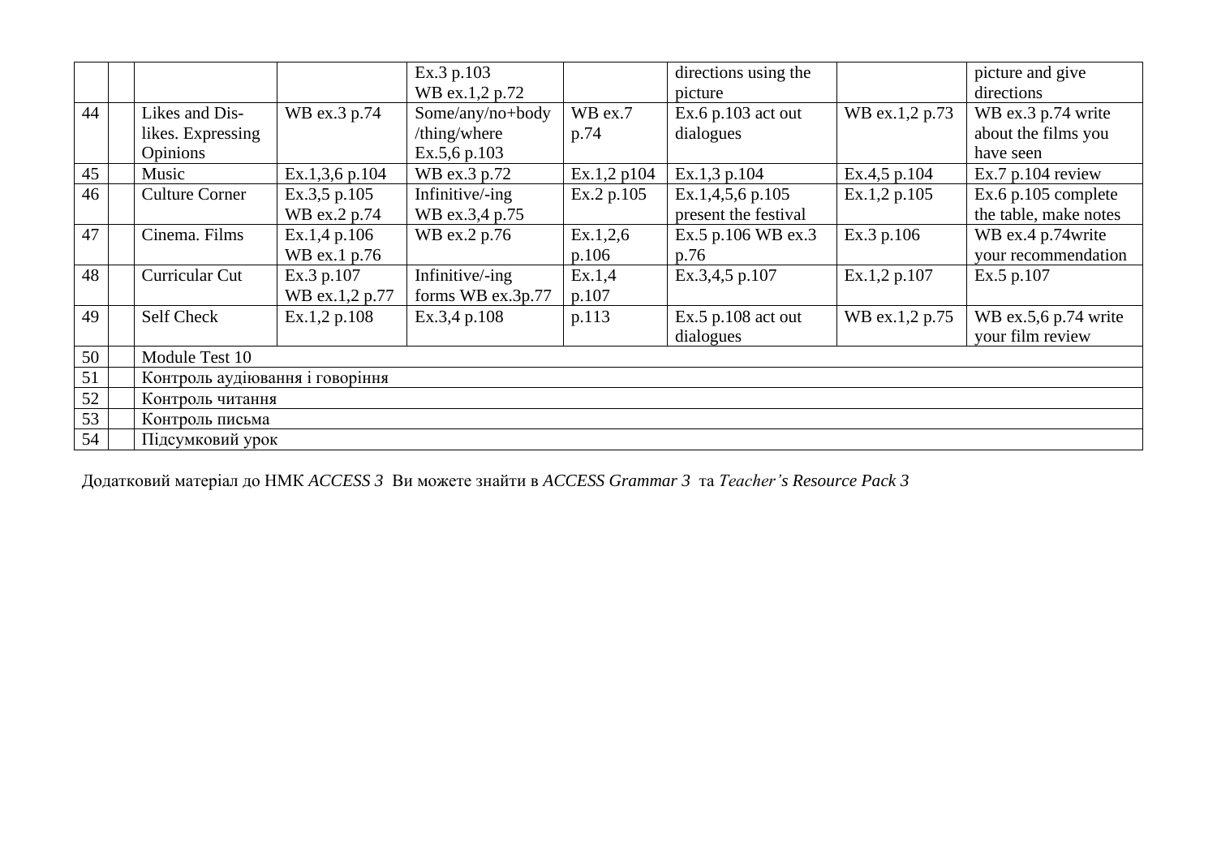| | | | | | | | | |
|---|---|---|---|---|---|---|---|---|
| | | | | Ex.3 p.103 WB ex.1,2 p.72 | | directions using the picture | | picture and give directions |
| 44 | | Likes and Dis-likes. Expressing Opinions | WB ex.3 p.74 | Some/any/no+body /thing/where Ex.5,6 p.103 | WB ex.7 p.74 | Ex.6 p.103 act out dialogues | WB ex.1,2 p.73 | WB ex.3 p.74 write about the films you have seen |
| 45 | | Music | Ex.1,3,6 p.104 | WB ex.3 p.72 | Ex.1,2 p104 | Ex.1,3 p.104 | Ex.4,5 p.104 | Ex.7 p.104 review |
| 46 | | Culture Corner | Ex.3,5 p.105 WB ex.2 p.74 | Infinitive/-ing WB ex.3,4 p.75 | Ex.2 p.105 | Ex.1,4,5,6 p.105 present the festival | Ex.1,2 p.105 | Ex.6 p.105 complete the table, make notes |
| 47 | | Cinema. Films | Ex.1,4 p.106 WB ex.1 p.76 | WB ex.2 p.76 | Ex.1,2,6 p.106 | Ex.5 p.106 WB ex.3 p.76 | Ex.3 p.106 | WB ex.4 p.74write your recommendation |
| 48 | | Curricular Cut | Ex.3 p.107 WB ex.1,2 p.77 | Infinitive/-ing forms WB ex.3p.77 | Ex.1,4 p.107 | Ex.3,4,5 p.107 | Ex.1,2 p.107 | Ex.5 p.107 |
| 49 | | Self Check | Ex.1,2 p.108 | Ex.3,4 p.108 | p.113 | Ex.5 p.108 act out dialogues | WB ex.1,2 p.75 | WB ex.5,6 p.74 write your film review |
| 50 | | Module Test 10 | | | | | | |
| 51 | | Контроль аудіювання і говоріння | | | | | | |
| 52 | | Контроль читання | | | | | | |
| 53 | | Контроль письма | | | | | | |
| 54 | | Підсумковий урок | | | | | | |

Додатковий матеріал до НМК *ACCESS 3* Ви можете знайти в *ACCESS Grammar 3* та *Teacher's Resource Pack 3*